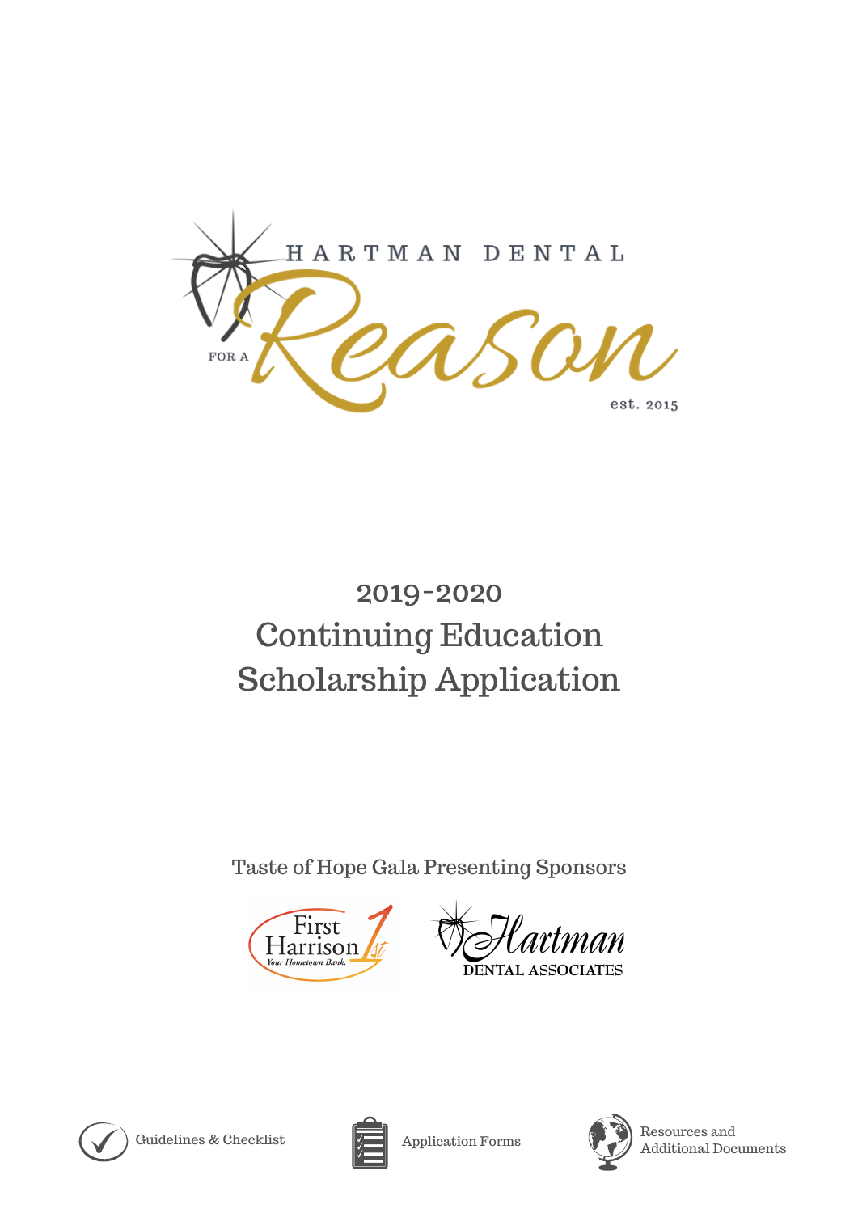HARTMAN DENTAL

FOR A *Reason*

est. 2015

# 2019-2020
# Continuing Education Scholarship Application

Taste of Hope Gala Presenting Sponsors

First Harrison 1st — Your Hometown Bank.

Hartman DENTAL ASSOCIATES

Guidelines & Checklist

Application Forms

Resources and Additional Documents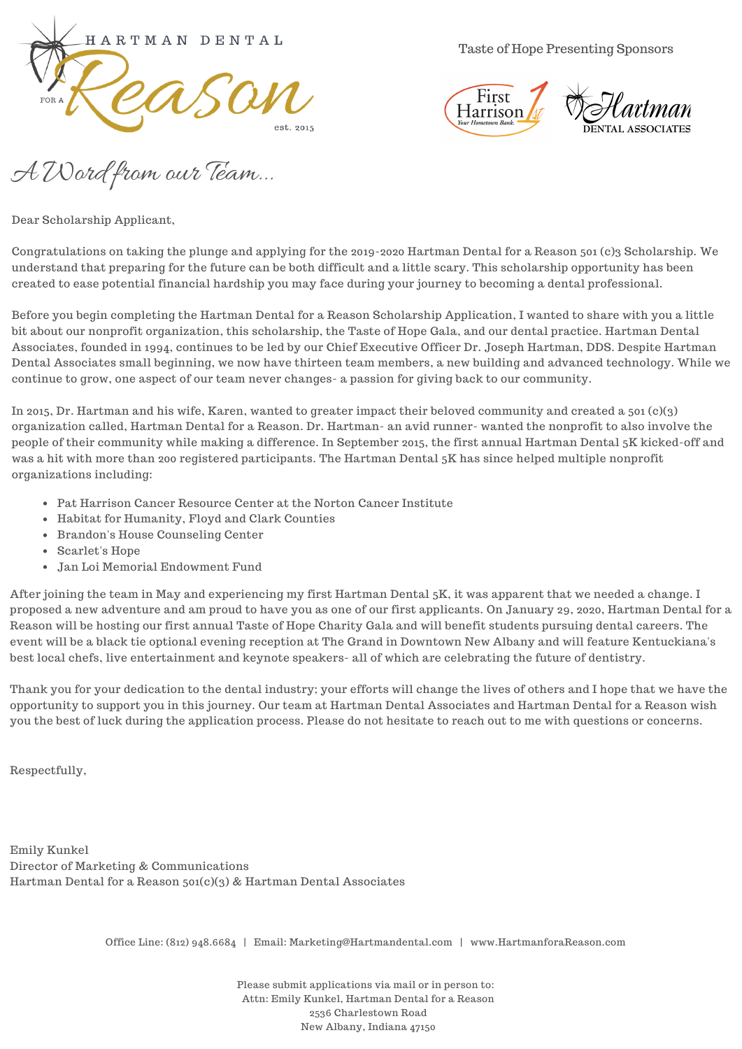HARTMAN DENTAL

FOR A Reason

est. 2015

Taste of Hope Presenting Sponsors

First Harrison 1st Your Hometown Bank.

Hartman DENTAL ASSOCIATES

## A Word from our Team...

Dear Scholarship Applicant,

Congratulations on taking the plunge and applying for the 2019-2020 Hartman Dental for a Reason 501 (c)3 Scholarship. We understand that preparing for the future can be both difficult and a little scary. This scholarship opportunity has been created to ease potential financial hardship you may face during your journey to becoming a dental professional.

Before you begin completing the Hartman Dental for a Reason Scholarship Application, I wanted to share with you a little bit about our nonprofit organization, this scholarship, the Taste of Hope Gala, and our dental practice. Hartman Dental Associates, founded in 1994, continues to be led by our Chief Executive Officer Dr. Joseph Hartman, DDS. Despite Hartman Dental Associates small beginning, we now have thirteen team members, a new building and advanced technology. While we continue to grow, one aspect of our team never changes- a passion for giving back to our community.

In 2015, Dr. Hartman and his wife, Karen, wanted to greater impact their beloved community and created a 501 (c)(3) organization called, Hartman Dental for a Reason. Dr. Hartman- an avid runner- wanted the nonprofit to also involve the people of their community while making a difference. In September 2015, the first annual Hartman Dental 5K kicked-off and was a hit with more than 200 registered participants. The Hartman Dental 5K has since helped multiple nonprofit organizations including:

- Pat Harrison Cancer Resource Center at the Norton Cancer Institute
- Habitat for Humanity, Floyd and Clark Counties
- Brandon's House Counseling Center
- Scarlet's Hope
- Jan Loi Memorial Endowment Fund

After joining the team in May and experiencing my first Hartman Dental 5K, it was apparent that we needed a change. I proposed a new adventure and am proud to have you as one of our first applicants. On January 29, 2020, Hartman Dental for a Reason will be hosting our first annual Taste of Hope Charity Gala and will benefit students pursuing dental careers. The event will be a black tie optional evening reception at The Grand in Downtown New Albany and will feature Kentuckiana's best local chefs, live entertainment and keynote speakers- all of which are celebrating the future of dentistry.

Thank you for your dedication to the dental industry; your efforts will change the lives of others and I hope that we have the opportunity to support you in this journey. Our team at Hartman Dental Associates and Hartman Dental for a Reason wish you the best of luck during the application process. Please do not hesitate to reach out to me with questions or concerns.

Respectfully,

Emily Kunkel
Director of Marketing & Communications
Hartman Dental for a Reason 501(c)(3) & Hartman Dental Associates

Office Line: (812) 948.6684 | Email: Marketing@Hartmandental.com | www.HartmanforaReason.com

Please submit applications via mail or in person to:
Attn: Emily Kunkel, Hartman Dental for a Reason
2536 Charlestown Road
New Albany, Indiana 47150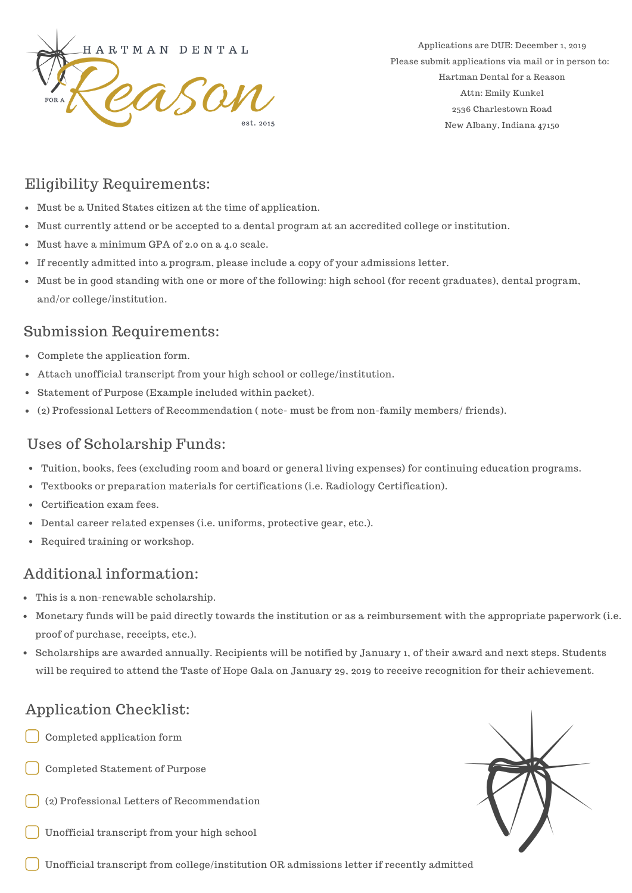HARTMAN DENTAL

FOR A Reason

est. 2015

Applications are DUE: December 1, 2019
Please submit applications via mail or in person to:
Hartman Dental for a Reason
Attn: Emily Kunkel
2536 Charlestown Road
New Albany, Indiana 47150

## Eligibility Requirements:

- Must be a United States citizen at the time of application.
- Must currently attend or be accepted to a dental program at an accredited college or institution.
- Must have a minimum GPA of 2.0 on a 4.0 scale.
- If recently admitted into a program, please include a copy of your admissions letter.
- Must be in good standing with one or more of the following: high school (for recent graduates), dental program, and/or college/institution.

## Submission Requirements:

- Complete the application form.
- Attach unofficial transcript from your high school or college/institution.
- Statement of Purpose (Example included within packet).
- (2) Professional Letters of Recommendation ( note- must be from non-family members/ friends).

## Uses of Scholarship Funds:

- Tuition, books, fees (excluding room and board or general living expenses) for continuing education programs.
- Textbooks or preparation materials for certifications (i.e. Radiology Certification).
- Certification exam fees.
- Dental career related expenses (i.e. uniforms, protective gear, etc.).
- Required training or workshop.

## Additional information:

- This is a non-renewable scholarship.
- Monetary funds will be paid directly towards the institution or as a reimbursement with the appropriate paperwork (i.e. proof of purchase, receipts, etc.).
- Scholarships are awarded annually. Recipients will be notified by January 1, of their award and next steps. Students will be required to attend the Taste of Hope Gala on January 29, 2019 to receive recognition for their achievement.

## Application Checklist:

- [ ] Completed application form
- [ ] Completed Statement of Purpose
- [ ] (2) Professional Letters of Recommendation
- [ ] Unofficial transcript from your high school
- [ ] Unofficial transcript from college/institution OR admissions letter if recently admitted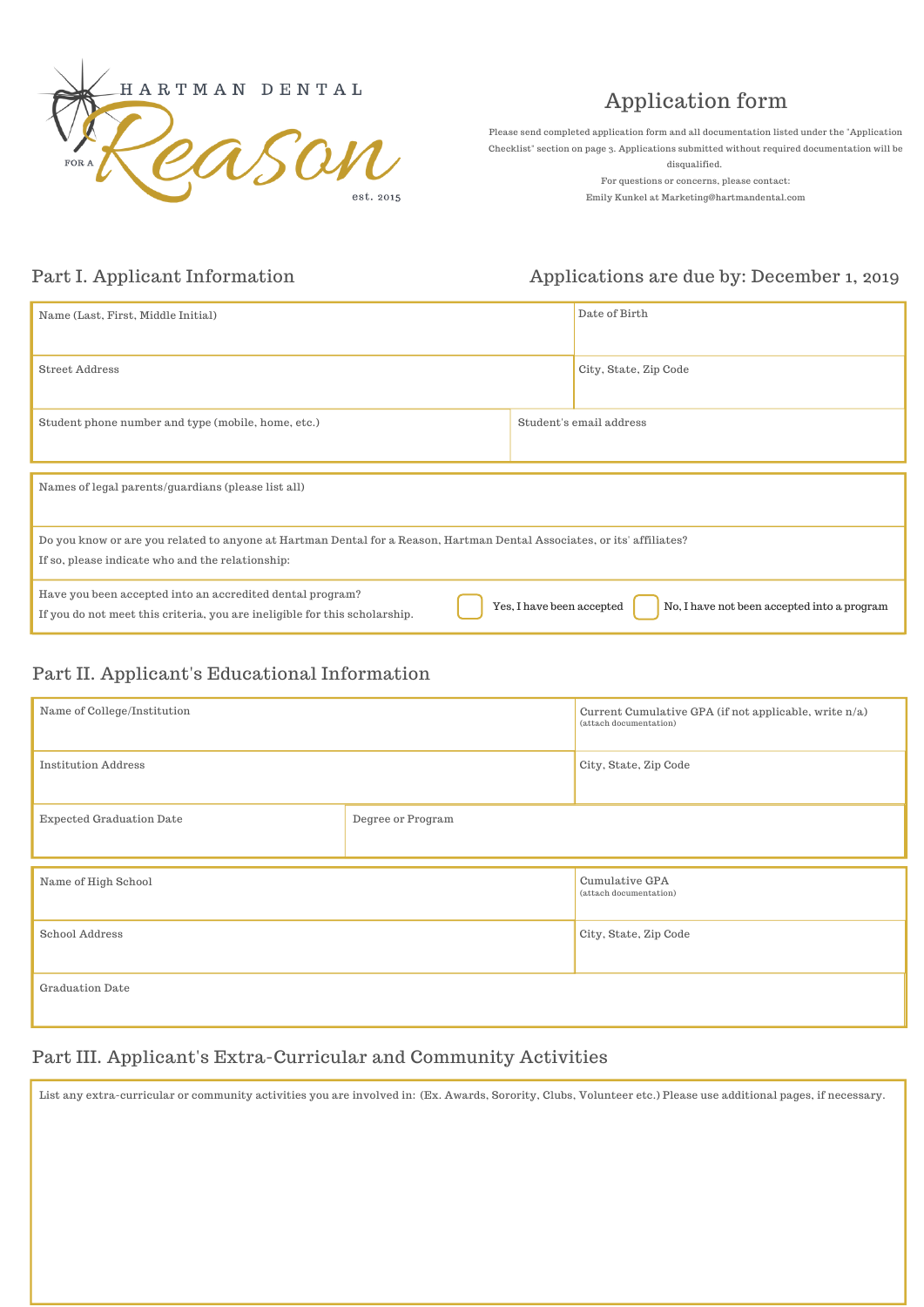HARTMAN DENTAL

FOR A Reason

est. 2015

# Application form

Please send completed application form and all documentation listed under the "Application Checklist" section on page 3. Applications submitted without required documentation will be disqualified.

For questions or concerns, please contact:
Emily Kunkel at Marketing@hartmandental.com

## Part I. Applicant Information

**Applications are due by: December 1, 2019**

| Name (Last, First, Middle Initial) | Date of Birth |
|---|---|
| Street Address | City, State, Zip Code |
| Student phone number and type (mobile, home, etc.) | Student's email address |

Names of legal parents/guardians (please list all)

Do you know or are you related to anyone at Hartman Dental for a Reason, Hartman Dental Associates, or its' affiliates?
If so, please indicate who and the relationship:

Have you been accepted into an accredited dental program?
If you do not meet this criteria, you are ineligible for this scholarship.

☐ Yes, I have been accepted ☐ No, I have not been accepted into a program

## Part II. Applicant's Educational Information

| Name of College/Institution | Current Cumulative GPA (if not applicable, write n/a) (attach documentation) |
|---|---|
| Institution Address | City, State, Zip Code |
| Expected Graduation Date | Degree or Program |

| Name of High School | Cumulative GPA (attach documentation) |
|---|---|
| School Address | City, State, Zip Code |
| Graduation Date | |

## Part III. Applicant's Extra-Curricular and Community Activities

List any extra-curricular or community activities you are involved in: (Ex. Awards, Sorority, Clubs, Volunteer etc.) Please use additional pages, if necessary.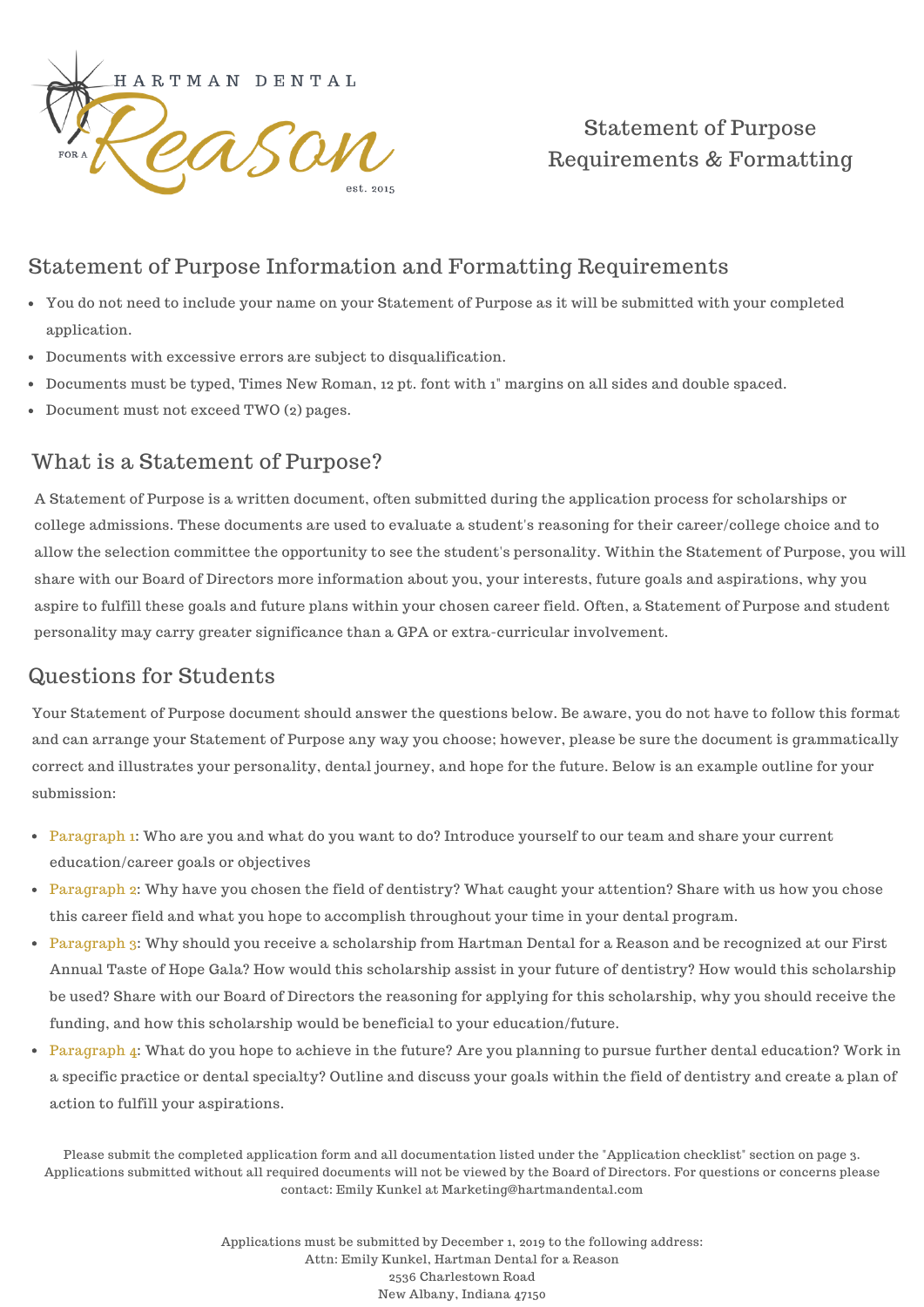HARTMAN DENTAL

FOR A Reason

est. 2015

# Statement of Purpose Requirements & Formatting

## Statement of Purpose Information and Formatting Requirements

- You do not need to include your name on your Statement of Purpose as it will be submitted with your completed application.
- Documents with excessive errors are subject to disqualification.
- Documents must be typed, Times New Roman, 12 pt. font with 1" margins on all sides and double spaced.
- Document must not exceed TWO (2) pages.

## What is a Statement of Purpose?

A Statement of Purpose is a written document, often submitted during the application process for scholarships or college admissions. These documents are used to evaluate a student's reasoning for their career/college choice and to allow the selection committee the opportunity to see the student's personality. Within the Statement of Purpose, you will share with our Board of Directors more information about you, your interests, future goals and aspirations, why you aspire to fulfill these goals and future plans within your chosen career field. Often, a Statement of Purpose and student personality may carry greater significance than a GPA or extra-curricular involvement.

## Questions for Students

Your Statement of Purpose document should answer the questions below. Be aware, you do not have to follow this format and can arrange your Statement of Purpose any way you choose; however, please be sure the document is grammatically correct and illustrates your personality, dental journey, and hope for the future. Below is an example outline for your submission:

- Paragraph 1: Who are you and what do you want to do? Introduce yourself to our team and share your current education/career goals or objectives
- Paragraph 2: Why have you chosen the field of dentistry? What caught your attention? Share with us how you chose this career field and what you hope to accomplish throughout your time in your dental program.
- Paragraph 3: Why should you receive a scholarship from Hartman Dental for a Reason and be recognized at our First Annual Taste of Hope Gala? How would this scholarship assist in your future of dentistry? How would this scholarship be used? Share with our Board of Directors the reasoning for applying for this scholarship, why you should receive the funding, and how this scholarship would be beneficial to your education/future.
- Paragraph 4: What do you hope to achieve in the future? Are you planning to pursue further dental education? Work in a specific practice or dental specialty? Outline and discuss your goals within the field of dentistry and create a plan of action to fulfill your aspirations.

Please submit the completed application form and all documentation listed under the "Application checklist" section on page 3. Applications submitted without all required documents will not be viewed by the Board of Directors. For questions or concerns please contact: Emily Kunkel at Marketing@hartmandental.com

Applications must be submitted by December 1, 2019 to the following address:
Attn: Emily Kunkel, Hartman Dental for a Reason
2536 Charlestown Road
New Albany, Indiana 47150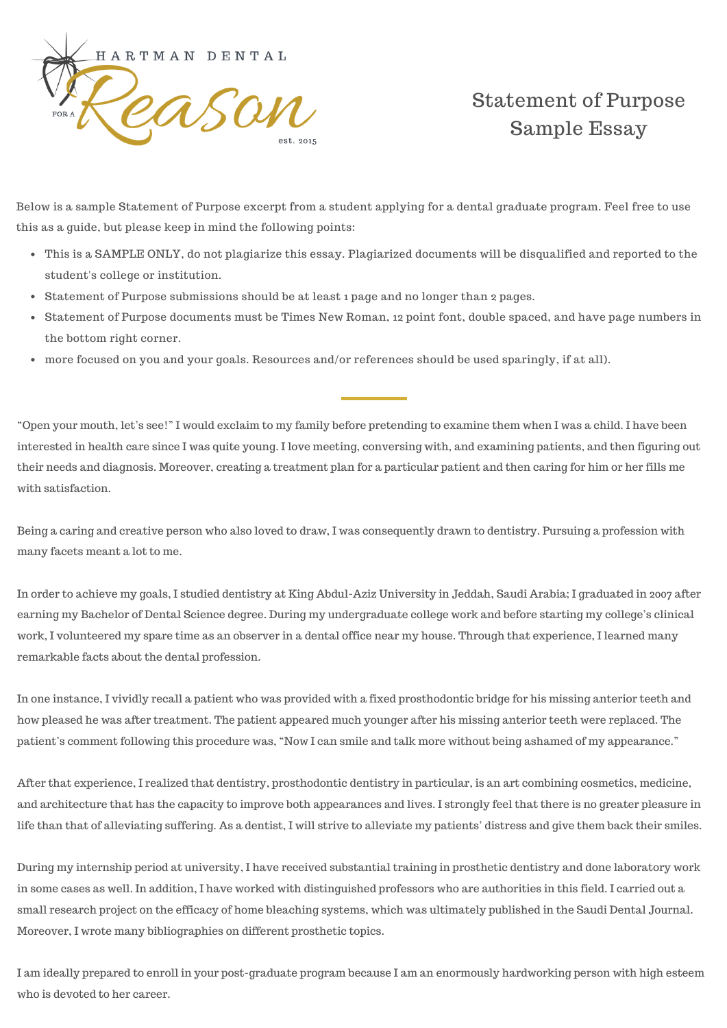HARTMAN DENTAL

FOR A Reason

est. 2015

# Statement of Purpose Sample Essay

Below is a sample Statement of Purpose excerpt from a student applying for a dental graduate program. Feel free to use this as a guide, but please keep in mind the following points:

- This is a SAMPLE ONLY, do not plagiarize this essay. Plagiarized documents will be disqualified and reported to the student's college or institution.
- Statement of Purpose submissions should be at least 1 page and no longer than 2 pages.
- Statement of Purpose documents must be Times New Roman, 12 point font, double spaced, and have page numbers in the bottom right corner.
- more focused on you and your goals. Resources and/or references should be used sparingly, if at all).

---

"Open your mouth, let's see!" I would exclaim to my family before pretending to examine them when I was a child. I have been interested in health care since I was quite young. I love meeting, conversing with, and examining patients, and then figuring out their needs and diagnosis. Moreover, creating a treatment plan for a particular patient and then caring for him or her fills me with satisfaction.

Being a caring and creative person who also loved to draw, I was consequently drawn to dentistry. Pursuing a profession with many facets meant a lot to me.

In order to achieve my goals, I studied dentistry at King Abdul-Aziz University in Jeddah, Saudi Arabia; I graduated in 2007 after earning my Bachelor of Dental Science degree. During my undergraduate college work and before starting my college's clinical work, I volunteered my spare time as an observer in a dental office near my house. Through that experience, I learned many remarkable facts about the dental profession.

In one instance, I vividly recall a patient who was provided with a fixed prosthodontic bridge for his missing anterior teeth and how pleased he was after treatment. The patient appeared much younger after his missing anterior teeth were replaced. The patient's comment following this procedure was, "Now I can smile and talk more without being ashamed of my appearance."

After that experience, I realized that dentistry, prosthodontic dentistry in particular, is an art combining cosmetics, medicine, and architecture that has the capacity to improve both appearances and lives. I strongly feel that there is no greater pleasure in life than that of alleviating suffering. As a dentist, I will strive to alleviate my patients' distress and give them back their smiles.

During my internship period at university, I have received substantial training in prosthetic dentistry and done laboratory work in some cases as well. In addition, I have worked with distinguished professors who are authorities in this field. I carried out a small research project on the efficacy of home bleaching systems, which was ultimately published in the Saudi Dental Journal. Moreover, I wrote many bibliographies on different prosthetic topics.

I am ideally prepared to enroll in your post-graduate program because I am an enormously hardworking person with high esteem who is devoted to her career.